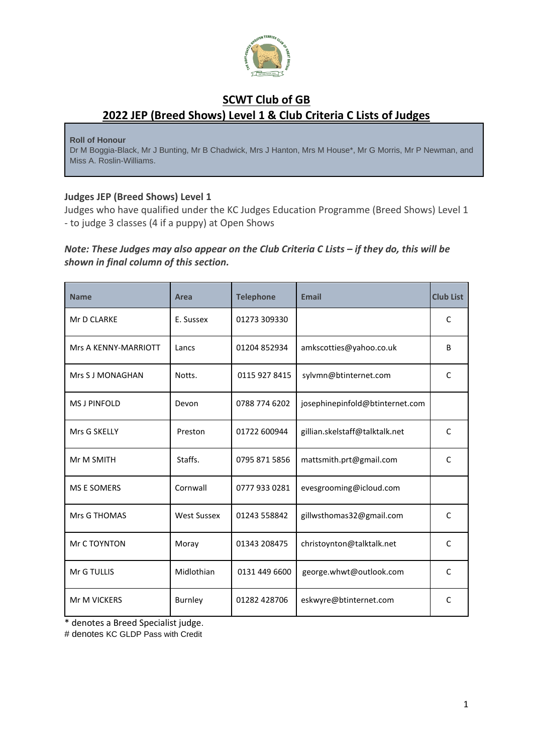# SCWT Club of GB

## 2022 JEP (Breed Shows) Level 1 & Club Criteria C Lists of Judges

**Roll of Honour**

Dr M Boggia-Black, Mr J Bunting, Mr B Chadwick, Mrs J Hanton, Mrs M House*, Mr G Morris, Mr P Newman, and Miss A. Roslin-Williams.

### Judges JEP (Breed Shows) Level 1

Judges who have qualified under the KC Judges Education Programme (Breed Shows) Level 1 - to judge 3 classes (4 if a puppy) at Open Shows

***Note: These Judges may also appear on the Club Criteria C Lists – if they do, this will be shown in final column of this section.***

| Name | Area | Telephone | Email | Club List |
|---|---|---|---|---|
| Mr D CLARKE | E. Sussex | 01273 309330 | | C |
| Mrs A KENNY-MARRIOTT | Lancs | 01204 852934 | amkscotties@yahoo.co.uk | B |
| Mrs S J MONAGHAN | Notts. | 0115 927 8415 | sylvmn@btinternet.com | C |
| MS J PINFOLD | Devon | 0788 774 6202 | josephinepinfold@btinternet.com | |
| Mrs G SKELLY | Preston | 01722 600944 | gillian.skelstaff@talktalk.net | C |
| Mr M SMITH | Staffs. | 0795 871 5856 | mattsmith.prt@gmail.com | C |
| MS E SOMERS | Cornwall | 0777 933 0281 | evesgrooming@icloud.com | |
| Mrs G THOMAS | West Sussex | 01243 558842 | gillwsthomas32@gmail.com | C |
| Mr C TOYNTON | Moray | 01343 208475 | christoynton@talktalk.net | C |
| Mr G TULLIS | Midlothian | 0131 449 6600 | george.whwt@outlook.com | C |
| Mr M VICKERS | Burnley | 01282 428706 | eskwyre@btinternet.com | C |

* denotes a Breed Specialist judge.

# denotes KC GLDP Pass with Credit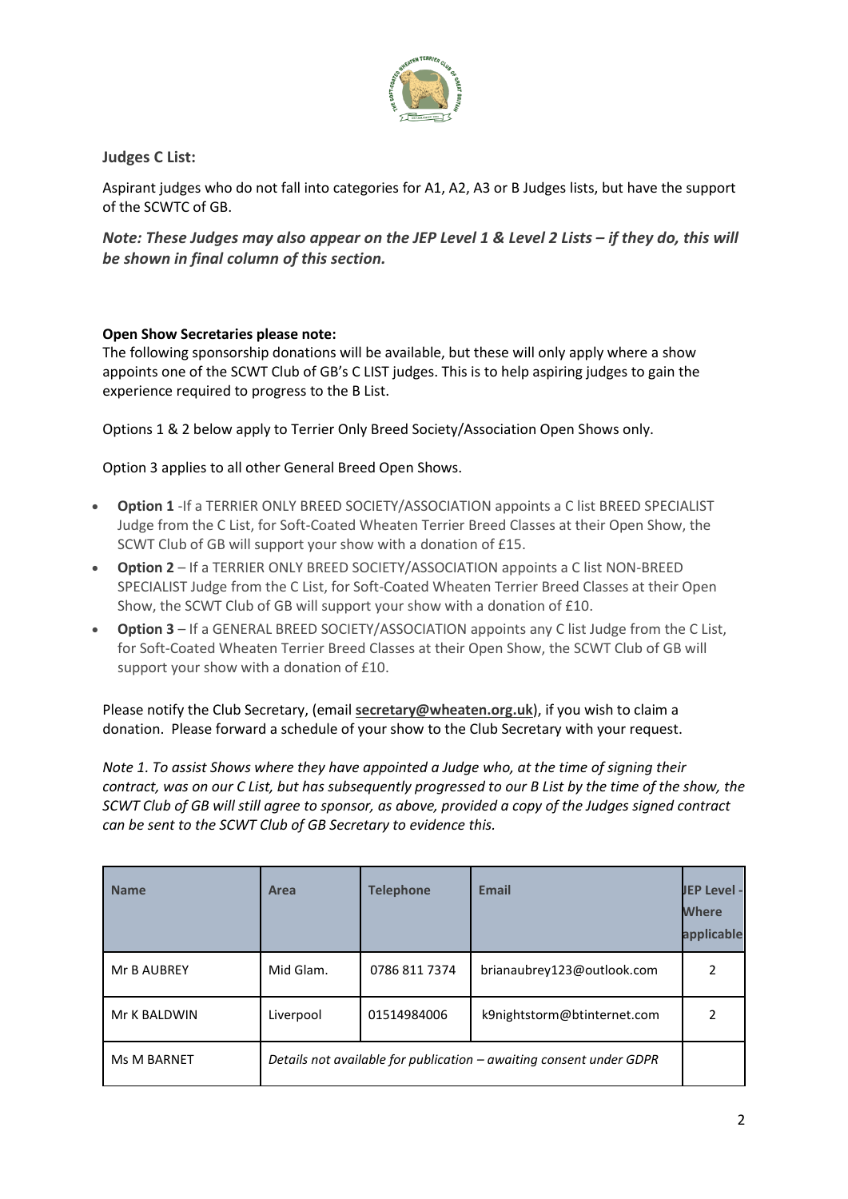**Judges C List:**

Aspirant judges who do not fall into categories for A1, A2, A3 or B Judges lists, but have the support of the SCWTC of GB.

***Note: These Judges may also appear on the JEP Level 1 & Level 2 Lists – if they do, this will be shown in final column of this section.***

**Open Show Secretaries please note:**
The following sponsorship donations will be available, but these will only apply where a show appoints one of the SCWT Club of GB's C LIST judges. This is to help aspiring judges to gain the experience required to progress to the B List.

Options 1 & 2 below apply to Terrier Only Breed Society/Association Open Shows only.

Option 3 applies to all other General Breed Open Shows.

- **Option 1** -If a TERRIER ONLY BREED SOCIETY/ASSOCIATION appoints a C list BREED SPECIALIST Judge from the C List, for Soft-Coated Wheaten Terrier Breed Classes at their Open Show, the SCWT Club of GB will support your show with a donation of £15.
- **Option 2** – If a TERRIER ONLY BREED SOCIETY/ASSOCIATION appoints a C list NON-BREED SPECIALIST Judge from the C List, for Soft-Coated Wheaten Terrier Breed Classes at their Open Show, the SCWT Club of GB will support your show with a donation of £10.
- **Option 3** – If a GENERAL BREED SOCIETY/ASSOCIATION appoints any C list Judge from the C List, for Soft-Coated Wheaten Terrier Breed Classes at their Open Show, the SCWT Club of GB will support your show with a donation of £10.

Please notify the Club Secretary, (email **secretary@wheaten.org.uk**), if you wish to claim a donation. Please forward a schedule of your show to the Club Secretary with your request.

*Note 1. To assist Shows where they have appointed a Judge who, at the time of signing their contract, was on our C List, but has subsequently progressed to our B List by the time of the show, the SCWT Club of GB will still agree to sponsor, as above, provided a copy of the Judges signed contract can be sent to the SCWT Club of GB Secretary to evidence this.*

| Name | Area | Telephone | Email | JEP Level - Where applicable |
|---|---|---|---|---|
| Mr B AUBREY | Mid Glam. | 0786 811 7374 | brianaubrey123@outlook.com | 2 |
| Mr K BALDWIN | Liverpool | 01514984006 | k9nightstorm@btinternet.com | 2 |
| Ms M BARNET | *Details not available for publication – awaiting consent under GDPR* | | | |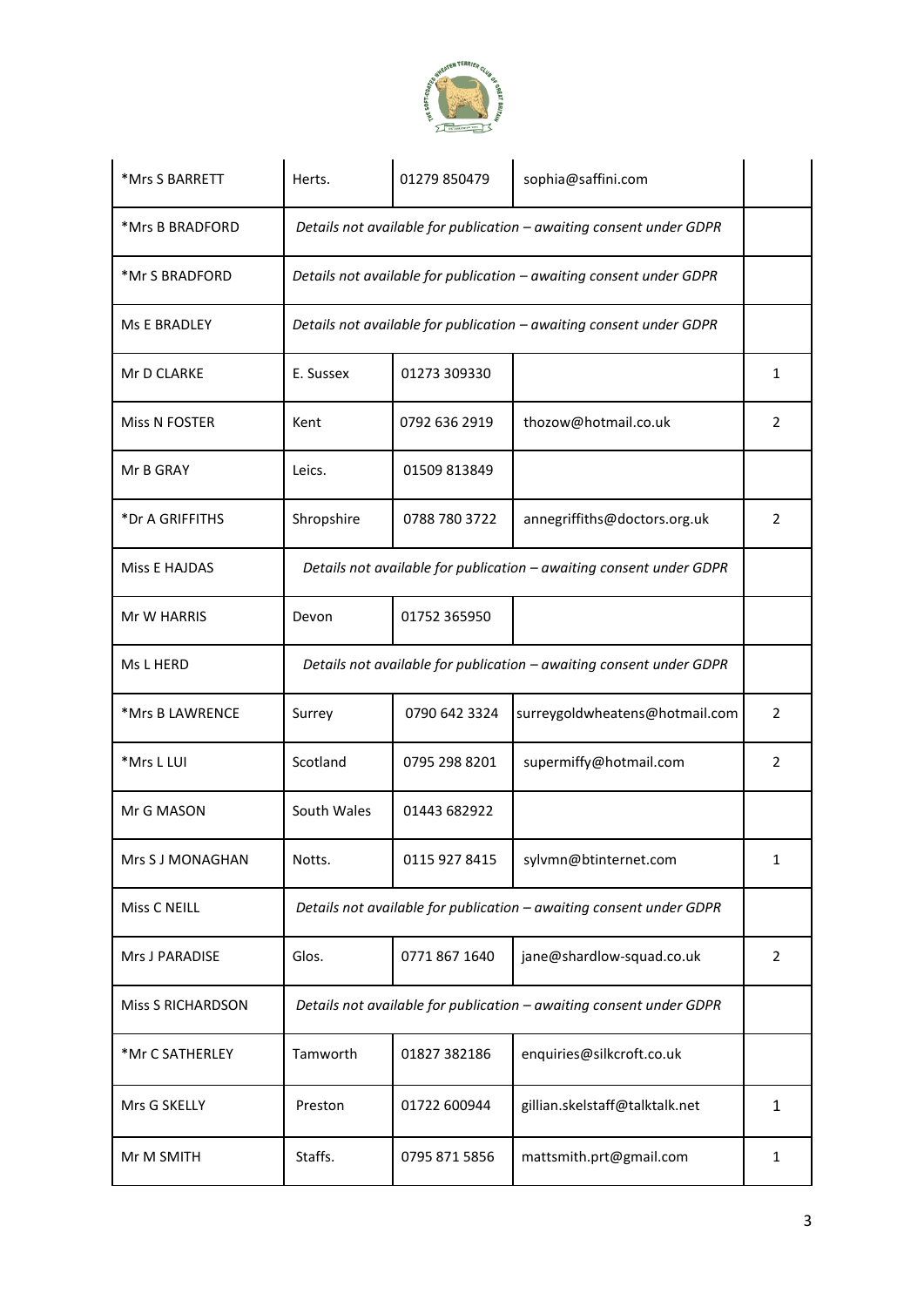| | | | | |
|---|---|---|---|---|
| *Mrs S BARRETT | Herts. | 01279 850479 | sophia@saffini.com | |
| *Mrs B BRADFORD | *Details not available for publication – awaiting consent under GDPR* | | | |
| *Mr S BRADFORD | *Details not available for publication – awaiting consent under GDPR* | | | |
| Ms E BRADLEY | *Details not available for publication – awaiting consent under GDPR* | | | |
| Mr D CLARKE | E. Sussex | 01273 309330 | | 1 |
| Miss N FOSTER | Kent | 0792 636 2919 | thozow@hotmail.co.uk | 2 |
| Mr B GRAY | Leics. | 01509 813849 | | |
| *Dr A GRIFFITHS | Shropshire | 0788 780 3722 | annegriffiths@doctors.org.uk | 2 |
| Miss E HAJDAS | *Details not available for publication – awaiting consent under GDPR* | | | |
| Mr W HARRIS | Devon | 01752 365950 | | |
| Ms L HERD | *Details not available for publication – awaiting consent under GDPR* | | | |
| *Mrs B LAWRENCE | Surrey | 0790 642 3324 | surreygoldwheatens@hotmail.com | 2 |
| *Mrs L LUI | Scotland | 0795 298 8201 | supermiffy@hotmail.com | 2 |
| Mr G MASON | South Wales | 01443 682922 | | |
| Mrs S J MONAGHAN | Notts. | 0115 927 8415 | sylvmn@btinternet.com | 1 |
| Miss C NEILL | *Details not available for publication – awaiting consent under GDPR* | | | |
| Mrs J PARADISE | Glos. | 0771 867 1640 | jane@shardlow-squad.co.uk | 2 |
| Miss S RICHARDSON | *Details not available for publication – awaiting consent under GDPR* | | | |
| *Mr C SATHERLEY | Tamworth | 01827 382186 | enquiries@silkcroft.co.uk | |
| Mrs G SKELLY | Preston | 01722 600944 | gillian.skelstaff@talktalk.net | 1 |
| Mr M SMITH | Staffs. | 0795 871 5856 | mattsmith.prt@gmail.com | 1 |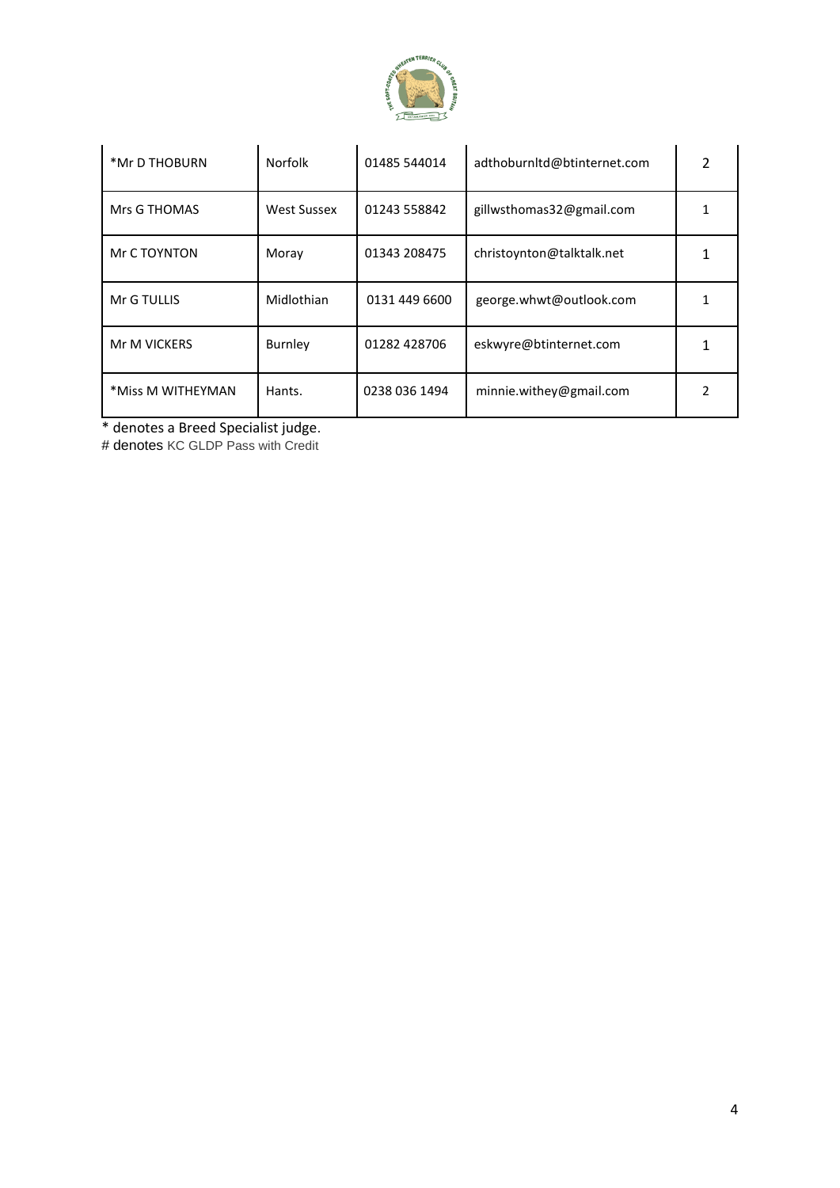| | | | | |
|---|---|---|---|---|
| *Mr D THOBURN | Norfolk | 01485 544014 | adthoburnltd@btinternet.com | 2 |
| Mrs G THOMAS | West Sussex | 01243 558842 | gillwsthomas32@gmail.com | 1 |
| Mr C TOYNTON | Moray | 01343 208475 | christoynton@talktalk.net | 1 |
| Mr G TULLIS | Midlothian | 0131 449 6600 | george.whwt@outlook.com | 1 |
| Mr M VICKERS | Burnley | 01282 428706 | eskwyre@btinternet.com | 1 |
| *Miss M WITHEYMAN | Hants. | 0238 036 1494 | minnie.withey@gmail.com | 2 |

* denotes a Breed Specialist judge.
# denotes KC GLDP Pass with Credit